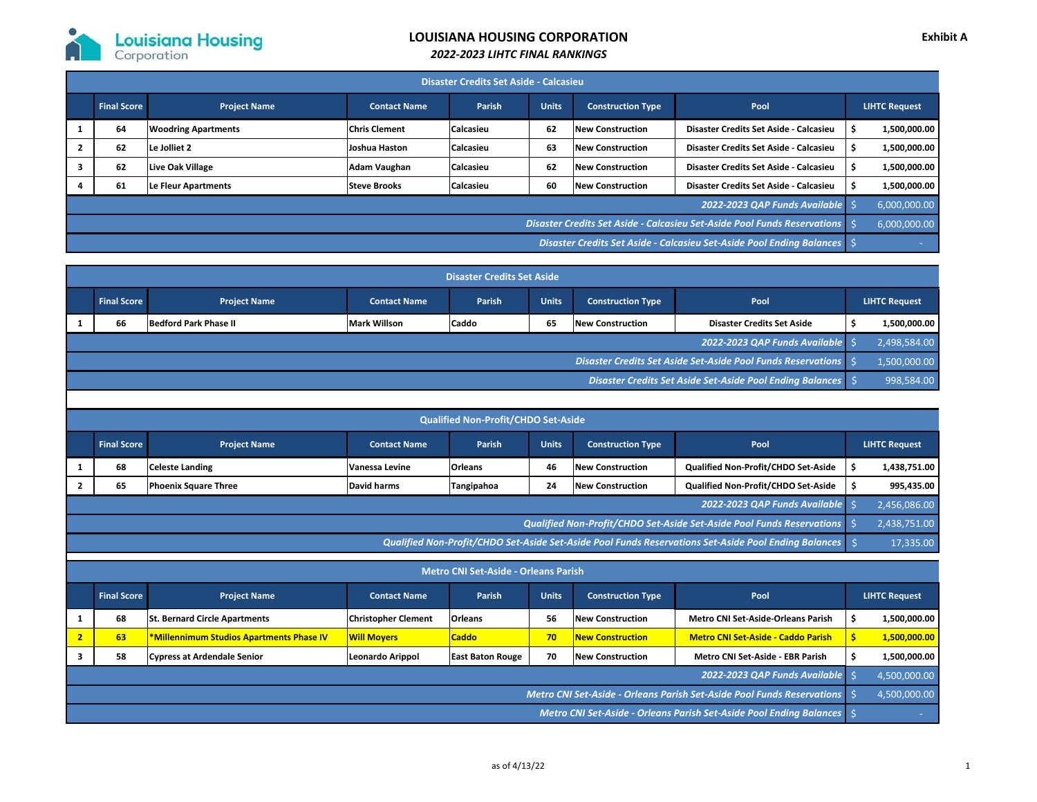# LOUISIANA HOUSING CORPORATION

## *2022-2023 LIHTC FINAL RANKINGS*

**Exhibit A**

### Disaster Credits Set Aside - Calcasieu

| | Final Score | Project Name | Contact Name | Parish | Units | Construction Type | Pool | LIHTC Request |
|---|---|---|---|---|---|---|---|---|
| 1 | 64 | Woodring Apartments | Chris Clement | Calcasieu | 62 | New Construction | Disaster Credits Set Aside - Calcasieu | $ 1,500,000.00 |
| 2 | 62 | Le Jolliet 2 | Joshua Haston | Calcasieu | 63 | New Construction | Disaster Credits Set Aside - Calcasieu | $ 1,500,000.00 |
| 3 | 62 | Live Oak Village | Adam Vaughan | Calcasieu | 62 | New Construction | Disaster Credits Set Aside - Calcasieu | $ 1,500,000.00 |
| 4 | 61 | Le Fleur Apartments | Steve Brooks | Calcasieu | 60 | New Construction | Disaster Credits Set Aside - Calcasieu | $ 1,500,000.00 |
| | | | | | | | *2022-2023 QAP Funds Available* | $ 6,000,000.00 |
| | | | | | | | *Disaster Credits Set Aside - Calcasieu Set-Aside Pool Funds Reservations* | $ 6,000,000.00 |
| | | | | | | | *Disaster Credits Set Aside - Calcasieu Set-Aside Pool Ending Balances* | $ - |

### Disaster Credits Set Aside

| | Final Score | Project Name | Contact Name | Parish | Units | Construction Type | Pool | LIHTC Request |
|---|---|---|---|---|---|---|---|---|
| 1 | 66 | Bedford Park Phase II | Mark Willson | Caddo | 65 | New Construction | Disaster Credits Set Aside | $ 1,500,000.00 |
| | | | | | | | *2022-2023 QAP Funds Available* | $ 2,498,584.00 |
| | | | | | | | *Disaster Credits Set Aside Set-Aside Pool Funds Reservations* | $ 1,500,000.00 |
| | | | | | | | *Disaster Credits Set Aside Set-Aside Pool Ending Balances* | $ 998,584.00 |

### Qualified Non-Profit/CHDO Set-Aside

| | Final Score | Project Name | Contact Name | Parish | Units | Construction Type | Pool | LIHTC Request |
|---|---|---|---|---|---|---|---|---|
| 1 | 68 | Celeste Landing | Vanessa Levine | Orleans | 46 | New Construction | Qualified Non-Profit/CHDO Set-Aside | $ 1,438,751.00 |
| 2 | 65 | Phoenix Square Three | David harms | Tangipahoa | 24 | New Construction | Qualified Non-Profit/CHDO Set-Aside | $ 995,435.00 |
| | | | | | | | *2022-2023 QAP Funds Available* | $ 2,456,086.00 |
| | | | | | | | *Qualified Non-Profit/CHDO Set-Aside Set-Aside Pool Funds Reservations* | $ 2,438,751.00 |
| | | | | | | | *Qualified Non-Profit/CHDO Set-Aside Set-Aside Pool Funds Reservations Set-Aside Pool Ending Balances* | $ 17,335.00 |

### Metro CNI Set-Aside - Orleans Parish

| | Final Score | Project Name | Contact Name | Parish | Units | Construction Type | Pool | LIHTC Request |
|---|---|---|---|---|---|---|---|---|
| 1 | 68 | St. Bernard Circle Apartments | Christopher Clement | Orleans | 56 | New Construction | Metro CNI Set-Aside-Orleans Parish | $ 1,500,000.00 |
| 2 | 63 | *Millennimum Studios Apartments Phase IV | Will Moyers | Caddo | 70 | New Construction | Metro CNI Set-Aside - Caddo Parish | $ 1,500,000.00 |
| 3 | 58 | Cypress at Ardendale Senior | Leonardo Arippol | East Baton Rouge | 70 | New Construction | Metro CNI Set-Aside - EBR Parish | $ 1,500,000.00 |
| | | | | | | | *2022-2023 QAP Funds Available* | $ 4,500,000.00 |
| | | | | | | | *Metro CNI Set-Aside - Orleans Parish Set-Aside Pool Funds Reservations* | $ 4,500,000.00 |
| | | | | | | | *Metro CNI Set-Aside - Orleans Parish Set-Aside Pool Ending Balances* | $ - |

as of 4/13/22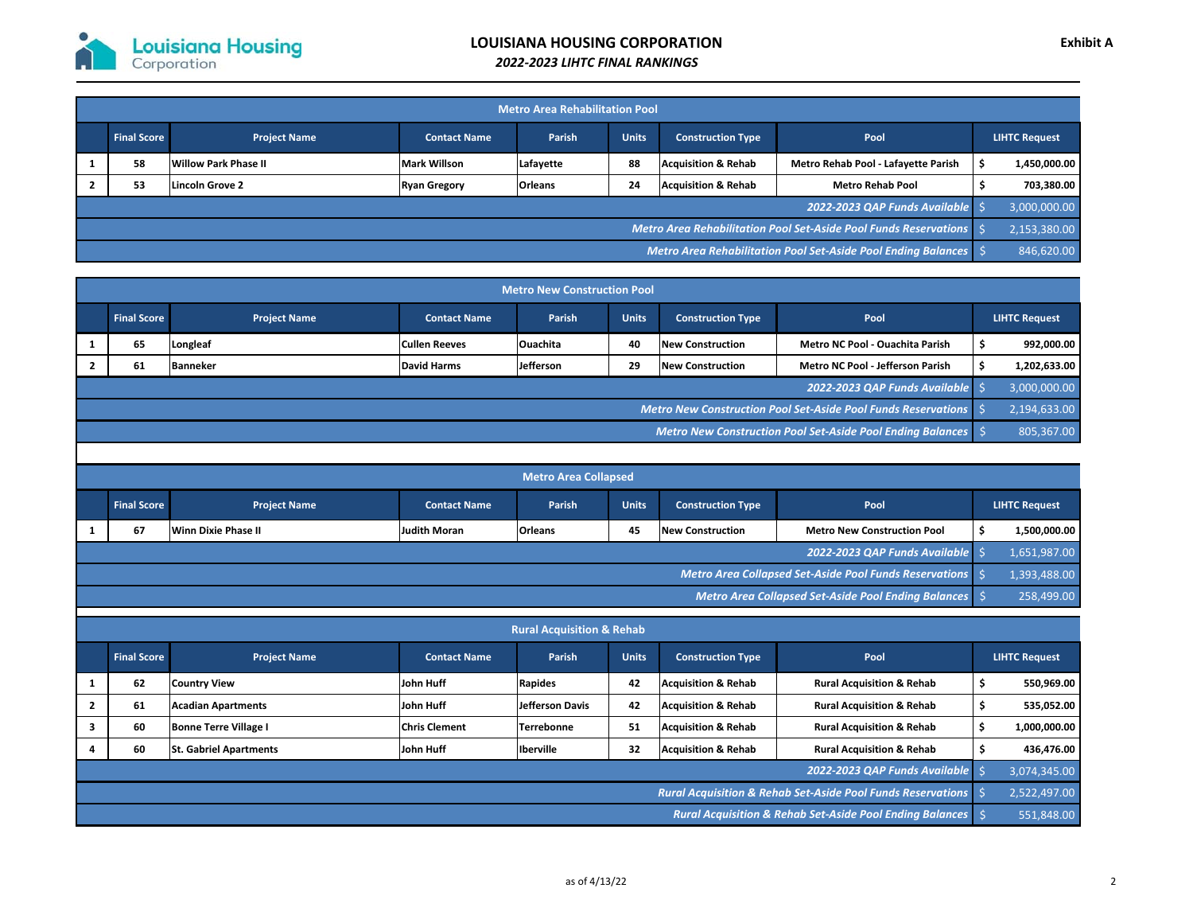# LOUISIANA HOUSING CORPORATION

## *2022-2023 LIHTC FINAL RANKINGS*

**Exhibit A**

### Metro Area Rehabilitation Pool

| | Final Score | Project Name | Contact Name | Parish | Units | Construction Type | Pool | LIHTC Request |
|---|---|---|---|---|---|---|---|---|
| 1 | 58 | Willow Park Phase II | Mark Willson | Lafayette | 88 | Acquisition & Rehab | Metro Rehab Pool - Lafayette Parish | $ 1,450,000.00 |
| 2 | 53 | Lincoln Grove 2 | Ryan Gregory | Orleans | 24 | Acquisition & Rehab | Metro Rehab Pool | $ 703,380.00 |
| | | | | | | | *2022-2023 QAP Funds Available* | $ 3,000,000.00 |
| | | | | | | | *Metro Area Rehabilitation Pool Set-Aside Pool Funds Reservations* | $ 2,153,380.00 |
| | | | | | | | *Metro Area Rehabilitation Pool Set-Aside Pool Ending Balances* | $ 846,620.00 |

### Metro New Construction Pool

| | Final Score | Project Name | Contact Name | Parish | Units | Construction Type | Pool | LIHTC Request |
|---|---|---|---|---|---|---|---|---|
| 1 | 65 | Longleaf | Cullen Reeves | Ouachita | 40 | New Construction | Metro NC Pool - Ouachita Parish | $ 992,000.00 |
| 2 | 61 | Banneker | David Harms | Jefferson | 29 | New Construction | Metro NC Pool - Jefferson Parish | $ 1,202,633.00 |
| | | | | | | | *2022-2023 QAP Funds Available* | $ 3,000,000.00 |
| | | | | | | | *Metro New Construction Pool Set-Aside Pool Funds Reservations* | $ 2,194,633.00 |
| | | | | | | | *Metro New Construction Pool Set-Aside Pool Ending Balances* | $ 805,367.00 |

### Metro Area Collapsed

| | Final Score | Project Name | Contact Name | Parish | Units | Construction Type | Pool | LIHTC Request |
|---|---|---|---|---|---|---|---|---|
| 1 | 67 | Winn Dixie Phase II | Judith Moran | Orleans | 45 | New Construction | Metro New Construction Pool | $ 1,500,000.00 |
| | | | | | | | *2022-2023 QAP Funds Available* | $ 1,651,987.00 |
| | | | | | | | *Metro Area Collapsed Set-Aside Pool Funds Reservations* | $ 1,393,488.00 |
| | | | | | | | *Metro Area Collapsed Set-Aside Pool Ending Balances* | $ 258,499.00 |

### Rural Acquisition & Rehab

| | Final Score | Project Name | Contact Name | Parish | Units | Construction Type | Pool | LIHTC Request |
|---|---|---|---|---|---|---|---|---|
| 1 | 62 | Country View | John Huff | Rapides | 42 | Acquisition & Rehab | Rural Acquisition & Rehab | $ 550,969.00 |
| 2 | 61 | Acadian Apartments | John Huff | Jefferson Davis | 42 | Acquisition & Rehab | Rural Acquisition & Rehab | $ 535,052.00 |
| 3 | 60 | Bonne Terre Village I | Chris Clement | Terrebonne | 51 | Acquisition & Rehab | Rural Acquisition & Rehab | $ 1,000,000.00 |
| 4 | 60 | St. Gabriel Apartments | John Huff | Iberville | 32 | Acquisition & Rehab | Rural Acquisition & Rehab | $ 436,476.00 |
| | | | | | | | *2022-2023 QAP Funds Available* | $ 3,074,345.00 |
| | | | | | | | *Rural Acquisition & Rehab Set-Aside Pool Funds Reservations* | $ 2,522,497.00 |
| | | | | | | | *Rural Acquisition & Rehab Set-Aside Pool Ending Balances* | $ 551,848.00 |

as of 4/13/22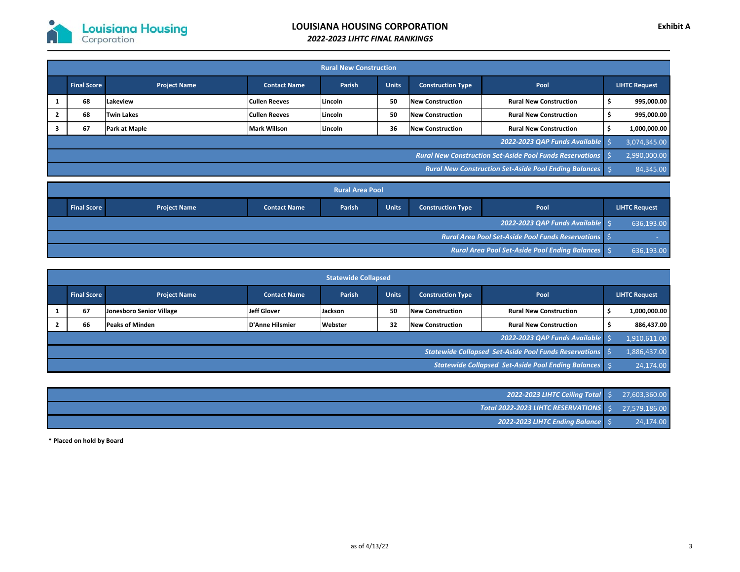**Exhibit A**

# LOUISIANA HOUSING CORPORATION

## *2022-2023 LIHTC FINAL RANKINGS*

### Rural New Construction

| | Final Score | Project Name | Contact Name | Parish | Units | Construction Type | Pool | LIHTC Request |
|---|---|---|---|---|---|---|---|---|
| 1 | 68 | Lakeview | Cullen Reeves | Lincoln | 50 | New Construction | Rural New Construction | $ 995,000.00 |
| 2 | 68 | Twin Lakes | Cullen Reeves | Lincoln | 50 | New Construction | Rural New Construction | $ 995,000.00 |
| 3 | 67 | Park at Maple | Mark Willson | Lincoln | 36 | New Construction | Rural New Construction | $ 1,000,000.00 |
| | | | | | | | *2022-2023 QAP Funds Available* | $ 3,074,345.00 |
| | | | | | | | *Rural New Construction Set-Aside Pool Funds Reservations* | $ 2,990,000.00 |
| | | | | | | | *Rural New Construction Set-Aside Pool Ending Balances* | $ 84,345.00 |

### Rural Area Pool

| | Final Score | Project Name | Contact Name | Parish | Units | Construction Type | Pool | LIHTC Request |
|---|---|---|---|---|---|---|---|---|
| | | | | | | | *2022-2023 QAP Funds Available* | $ 636,193.00 |
| | | | | | | | *Rural Area Pool Set-Aside Pool Funds Reservations* | $ - |
| | | | | | | | *Rural Area Pool Set-Aside Pool Ending Balances* | $ 636,193.00 |

### Statewide Collapsed

| | Final Score | Project Name | Contact Name | Parish | Units | Construction Type | Pool | LIHTC Request |
|---|---|---|---|---|---|---|---|---|
| 1 | 67 | Jonesboro Senior Village | Jeff Glover | Jackson | 50 | New Construction | Rural New Construction | $ 1,000,000.00 |
| 2 | 66 | Peaks of Minden | D'Anne Hilsmier | Webster | 32 | New Construction | Rural New Construction | $ 886,437.00 |
| | | | | | | | *2022-2023 QAP Funds Available* | $ 1,910,611.00 |
| | | | | | | | *Statewide Collapsed Set-Aside Pool Funds Reservations* | $ 1,886,437.00 |
| | | | | | | | *Statewide Collapsed Set-Aside Pool Ending Balances* | $ 24,174.00 |

| | |
|---|---|
| *2022-2023 LIHTC Ceiling Total* | $ 27,603,360.00 |
| *Total 2022-2023 LIHTC RESERVATIONS* | $ 27,579,186.00 |
| *2022-2023 LIHTC Ending Balance* | $ 24,174.00 |

**\* Placed on hold by Board**

as of 4/13/22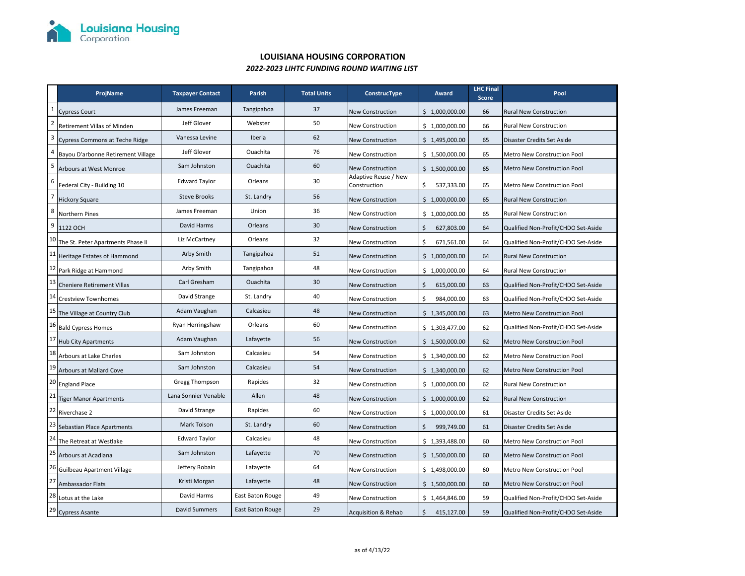Louisiana Housing Corporation

## LOUISIANA HOUSING CORPORATION

### *2022-2023 LIHTC FUNDING ROUND WAITING LIST*

| | ProjName | Taxpayer Contact | Parish | Total Units | ConstrucType | Award | LHC Final Score | Pool |
|---|---|---|---|---|---|---|---|---|
| 1 | Cypress Court | James Freeman | Tangipahoa | 37 | New Construction | $ 1,000,000.00 | 66 | Rural New Construction |
| 2 | Retirement Villas of Minden | Jeff Glover | Webster | 50 | New Construction | $ 1,000,000.00 | 66 | Rural New Construction |
| 3 | Cypress Commons at Teche Ridge | Vanessa Levine | Iberia | 62 | New Construction | $ 1,495,000.00 | 65 | Disaster Credits Set Aside |
| 4 | Bayou D'arbonne Retirement Village | Jeff Glover | Ouachita | 76 | New Construction | $ 1,500,000.00 | 65 | Metro New Construction Pool |
| 5 | Arbours at West Monroe | Sam Johnston | Ouachita | 60 | New Construction | $ 1,500,000.00 | 65 | Metro New Construction Pool |
| 6 | Federal City - Building 10 | Edward Taylor | Orleans | 30 | Adaptive Reuse / New Construction | $ 537,333.00 | 65 | Metro New Construction Pool |
| 7 | Hickory Square | Steve Brooks | St. Landry | 56 | New Construction | $ 1,000,000.00 | 65 | Rural New Construction |
| 8 | Northern Pines | James Freeman | Union | 36 | New Construction | $ 1,000,000.00 | 65 | Rural New Construction |
| 9 | 1122 OCH | David Harms | Orleans | 30 | New Construction | $ 627,803.00 | 64 | Qualified Non-Profit/CHDO Set-Aside |
| 10 | The St. Peter Apartments Phase II | Liz McCartney | Orleans | 32 | New Construction | $ 671,561.00 | 64 | Qualified Non-Profit/CHDO Set-Aside |
| 11 | Heritage Estates of Hammond | Arby Smith | Tangipahoa | 51 | New Construction | $ 1,000,000.00 | 64 | Rural New Construction |
| 12 | Park Ridge at Hammond | Arby Smith | Tangipahoa | 48 | New Construction | $ 1,000,000.00 | 64 | Rural New Construction |
| 13 | Cheniere Retirement Villas | Carl Gresham | Ouachita | 30 | New Construction | $ 615,000.00 | 63 | Qualified Non-Profit/CHDO Set-Aside |
| 14 | Crestview Townhomes | David Strange | St. Landry | 40 | New Construction | $ 984,000.00 | 63 | Qualified Non-Profit/CHDO Set-Aside |
| 15 | The Village at Country Club | Adam Vaughan | Calcasieu | 48 | New Construction | $ 1,345,000.00 | 63 | Metro New Construction Pool |
| 16 | Bald Cypress Homes | Ryan Herringshaw | Orleans | 60 | New Construction | $ 1,303,477.00 | 62 | Qualified Non-Profit/CHDO Set-Aside |
| 17 | Hub City Apartments | Adam Vaughan | Lafayette | 56 | New Construction | $ 1,500,000.00 | 62 | Metro New Construction Pool |
| 18 | Arbours at Lake Charles | Sam Johnston | Calcasieu | 54 | New Construction | $ 1,340,000.00 | 62 | Metro New Construction Pool |
| 19 | Arbours at Mallard Cove | Sam Johnston | Calcasieu | 54 | New Construction | $ 1,340,000.00 | 62 | Metro New Construction Pool |
| 20 | England Place | Gregg Thompson | Rapides | 32 | New Construction | $ 1,000,000.00 | 62 | Rural New Construction |
| 21 | Tiger Manor Apartments | Lana Sonnier Venable | Allen | 48 | New Construction | $ 1,000,000.00 | 62 | Rural New Construction |
| 22 | Riverchase 2 | David Strange | Rapides | 60 | New Construction | $ 1,000,000.00 | 61 | Disaster Credits Set Aside |
| 23 | Sebastian Place Apartments | Mark Tolson | St. Landry | 60 | New Construction | $ 999,749.00 | 61 | Disaster Credits Set Aside |
| 24 | The Retreat at Westlake | Edward Taylor | Calcasieu | 48 | New Construction | $ 1,393,488.00 | 60 | Metro New Construction Pool |
| 25 | Arbours at Acadiana | Sam Johnston | Lafayette | 70 | New Construction | $ 1,500,000.00 | 60 | Metro New Construction Pool |
| 26 | Guilbeau Apartment Village | Jeffery Robain | Lafayette | 64 | New Construction | $ 1,498,000.00 | 60 | Metro New Construction Pool |
| 27 | Ambassador Flats | Kristi Morgan | Lafayette | 48 | New Construction | $ 1,500,000.00 | 60 | Metro New Construction Pool |
| 28 | Lotus at the Lake | David Harms | East Baton Rouge | 49 | New Construction | $ 1,464,846.00 | 59 | Qualified Non-Profit/CHDO Set-Aside |
| 29 | Cypress Asante | David Summers | East Baton Rouge | 29 | Acquisition & Rehab | $ 415,127.00 | 59 | Qualified Non-Profit/CHDO Set-Aside |

as of 4/13/22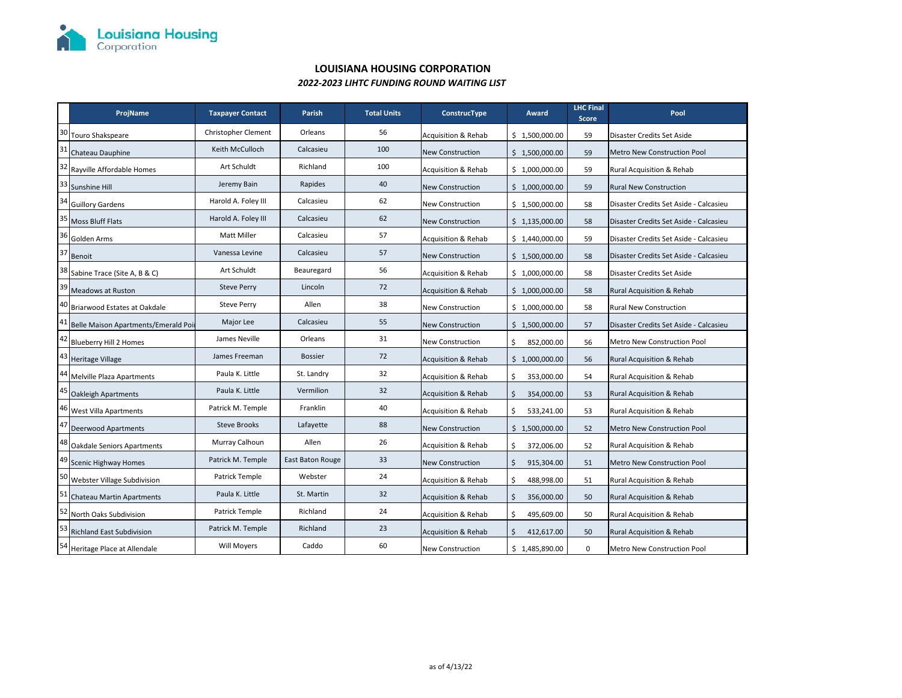Louisiana Housing Corporation

## LOUISIANA HOUSING CORPORATION

***2022-2023 LIHTC FUNDING ROUND WAITING LIST***

| | ProjName | Taxpayer Contact | Parish | Total Units | ConstrucType | Award | LHC Final Score | Pool |
|---|---|---|---|---|---|---|---|---|
| 30 | Touro Shakspeare | Christopher Clement | Orleans | 56 | Acquisition & Rehab | $ 1,500,000.00 | 59 | Disaster Credits Set Aside |
| 31 | Chateau Dauphine | Keith McCulloch | Calcasieu | 100 | New Construction | $ 1,500,000.00 | 59 | Metro New Construction Pool |
| 32 | Rayville Affordable Homes | Art Schuldt | Richland | 100 | Acquisition & Rehab | $ 1,000,000.00 | 59 | Rural Acquisition & Rehab |
| 33 | Sunshine Hill | Jeremy Bain | Rapides | 40 | New Construction | $ 1,000,000.00 | 59 | Rural New Construction |
| 34 | Guillory Gardens | Harold A. Foley III | Calcasieu | 62 | New Construction | $ 1,500,000.00 | 58 | Disaster Credits Set Aside - Calcasieu |
| 35 | Moss Bluff Flats | Harold A. Foley III | Calcasieu | 62 | New Construction | $ 1,135,000.00 | 58 | Disaster Credits Set Aside - Calcasieu |
| 36 | Golden Arms | Matt Miller | Calcasieu | 57 | Acquisition & Rehab | $ 1,440,000.00 | 59 | Disaster Credits Set Aside - Calcasieu |
| 37 | Benoit | Vanessa Levine | Calcasieu | 57 | New Construction | $ 1,500,000.00 | 58 | Disaster Credits Set Aside - Calcasieu |
| 38 | Sabine Trace (Site A, B & C) | Art Schuldt | Beauregard | 56 | Acquisition & Rehab | $ 1,000,000.00 | 58 | Disaster Credits Set Aside |
| 39 | Meadows at Ruston | Steve Perry | Lincoln | 72 | Acquisition & Rehab | $ 1,000,000.00 | 58 | Rural Acquisition & Rehab |
| 40 | Briarwood Estates at Oakdale | Steve Perry | Allen | 38 | New Construction | $ 1,000,000.00 | 58 | Rural New Construction |
| 41 | Belle Maison Apartments/Emerald Poi | Major Lee | Calcasieu | 55 | New Construction | $ 1,500,000.00 | 57 | Disaster Credits Set Aside - Calcasieu |
| 42 | Blueberry Hill 2 Homes | James Neville | Orleans | 31 | New Construction | $ 852,000.00 | 56 | Metro New Construction Pool |
| 43 | Heritage Village | James Freeman | Bossier | 72 | Acquisition & Rehab | $ 1,000,000.00 | 56 | Rural Acquisition & Rehab |
| 44 | Melville Plaza Apartments | Paula K. Little | St. Landry | 32 | Acquisition & Rehab | $ 353,000.00 | 54 | Rural Acquisition & Rehab |
| 45 | Oakleigh Apartments | Paula K. Little | Vermilion | 32 | Acquisition & Rehab | $ 354,000.00 | 53 | Rural Acquisition & Rehab |
| 46 | West Villa Apartments | Patrick M. Temple | Franklin | 40 | Acquisition & Rehab | $ 533,241.00 | 53 | Rural Acquisition & Rehab |
| 47 | Deerwood Apartments | Steve Brooks | Lafayette | 88 | New Construction | $ 1,500,000.00 | 52 | Metro New Construction Pool |
| 48 | Oakdale Seniors Apartments | Murray Calhoun | Allen | 26 | Acquisition & Rehab | $ 372,006.00 | 52 | Rural Acquisition & Rehab |
| 49 | Scenic Highway Homes | Patrick M. Temple | East Baton Rouge | 33 | New Construction | $ 915,304.00 | 51 | Metro New Construction Pool |
| 50 | Webster Village Subdivision | Patrick Temple | Webster | 24 | Acquisition & Rehab | $ 488,998.00 | 51 | Rural Acquisition & Rehab |
| 51 | Chateau Martin Apartments | Paula K. Little | St. Martin | 32 | Acquisition & Rehab | $ 356,000.00 | 50 | Rural Acquisition & Rehab |
| 52 | North Oaks Subdivision | Patrick Temple | Richland | 24 | Acquisition & Rehab | $ 495,609.00 | 50 | Rural Acquisition & Rehab |
| 53 | Richland East Subdivision | Patrick M. Temple | Richland | 23 | Acquisition & Rehab | $ 412,617.00 | 50 | Rural Acquisition & Rehab |
| 54 | Heritage Place at Allendale | Will Moyers | Caddo | 60 | New Construction | $ 1,485,890.00 | 0 | Metro New Construction Pool |

as of 4/13/22